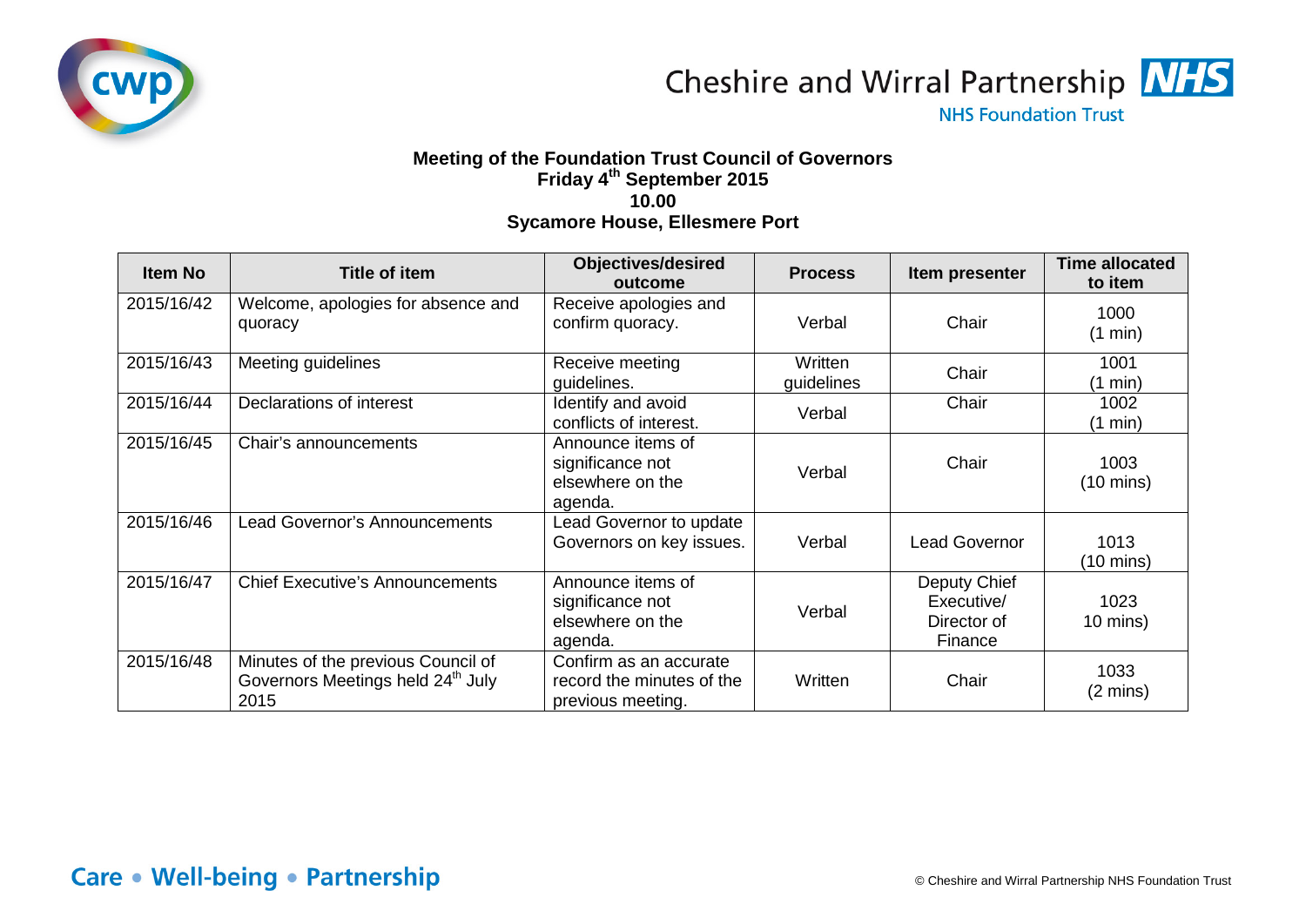Cheshire and Wirral Partnership NHS

NHS Foundation Trust

**Meeting of the Foundation Trust Council of Governors**
**Friday 4th September 2015**
**10.00**
**Sycamore House, Ellesmere Port**

| Item No | Title of item | Objectives/desired outcome | Process | Item presenter | Time allocated to item |
|---|---|---|---|---|---|
| 2015/16/42 | Welcome, apologies for absence and quoracy | Receive apologies and confirm quoracy. | Verbal | Chair | 1000 (1 min) |
| 2015/16/43 | Meeting guidelines | Receive meeting guidelines. | Written guidelines | Chair | 1001 (1 min) |
| 2015/16/44 | Declarations of interest | Identify and avoid conflicts of interest. | Verbal | Chair | 1002 (1 min) |
| 2015/16/45 | Chair's announcements | Announce items of significance not elsewhere on the agenda. | Verbal | Chair | 1003 (10 mins) |
| 2015/16/46 | Lead Governor's Announcements | Lead Governor to update Governors on key issues. | Verbal | Lead Governor | 1013 (10 mins) |
| 2015/16/47 | Chief Executive's Announcements | Announce items of significance not elsewhere on the agenda. | Verbal | Deputy Chief Executive/ Director of Finance | 1023 10 mins) |
| 2015/16/48 | Minutes of the previous Council of Governors Meetings held 24th July 2015 | Confirm as an accurate record the minutes of the previous meeting. | Written | Chair | 1033 (2 mins) |

**Care • Well-being • Partnership**

© Cheshire and Wirral Partnership NHS Foundation Trust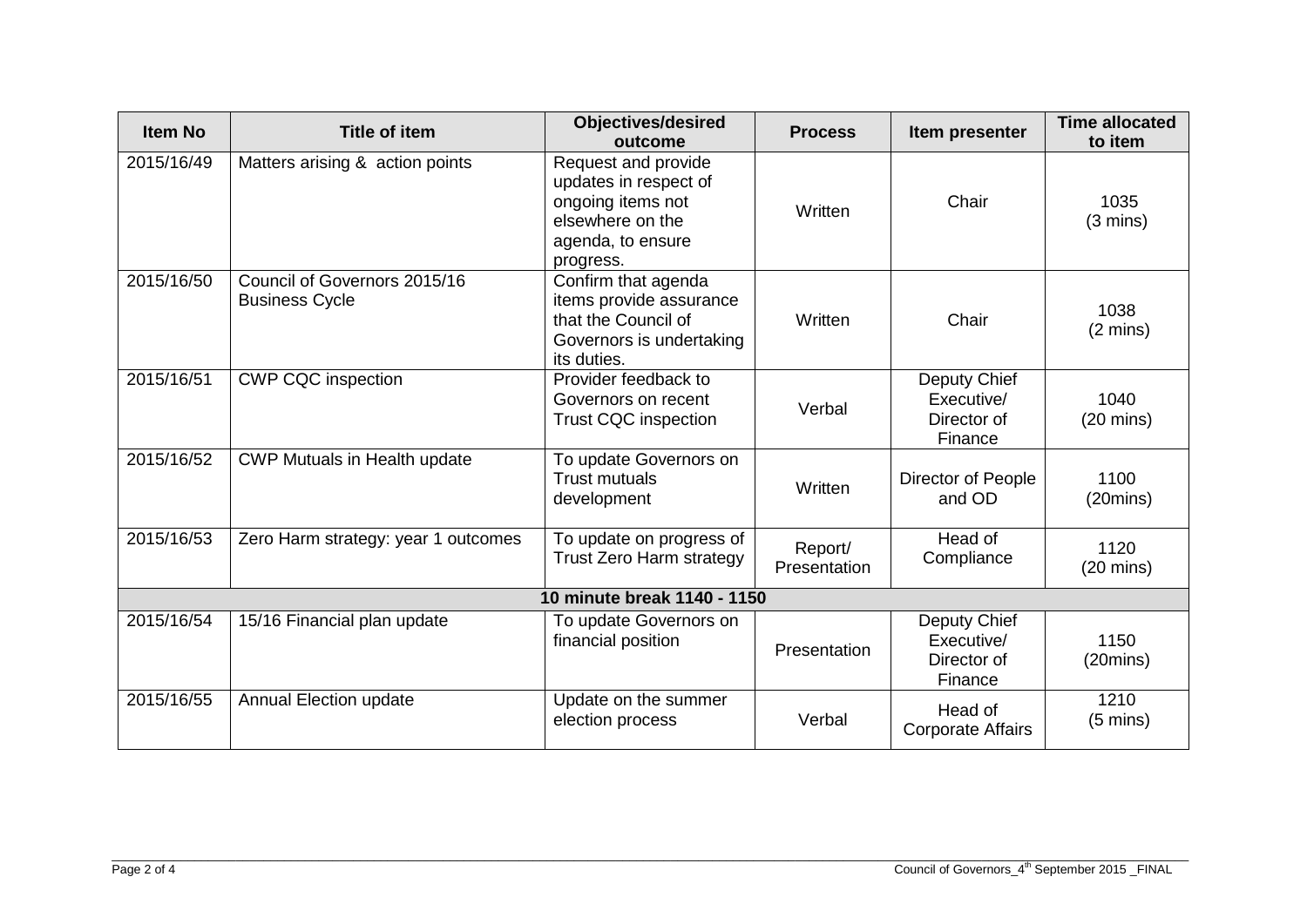| Item No | Title of item | Objectives/desired outcome | Process | Item presenter | Time allocated to item |
|---|---|---|---|---|---|
| 2015/16/49 | Matters arising & action points | Request and provide updates in respect of ongoing items not elsewhere on the agenda, to ensure progress. | Written | Chair | 1035 (3 mins) |
| 2015/16/50 | Council of Governors 2015/16 Business Cycle | Confirm that agenda items provide assurance that the Council of Governors is undertaking its duties. | Written | Chair | 1038 (2 mins) |
| 2015/16/51 | CWP CQC inspection | Provider feedback to Governors on recent Trust CQC inspection | Verbal | Deputy Chief Executive/ Director of Finance | 1040 (20 mins) |
| 2015/16/52 | CWP Mutuals in Health update | To update Governors on Trust mutuals development | Written | Director of People and OD | 1100 (20mins) |
| 2015/16/53 | Zero Harm strategy: year 1 outcomes | To update on progress of Trust Zero Harm strategy | Report/ Presentation | Head of Compliance | 1120 (20 mins) |
| **10 minute break 1140 - 1150** | | | | | |
| 2015/16/54 | 15/16 Financial plan update | To update Governors on financial position | Presentation | Deputy Chief Executive/ Director of Finance | 1150 (20mins) |
| 2015/16/55 | Annual Election update | Update on the summer election process | Verbal | Head of Corporate Affairs | 1210 (5 mins) |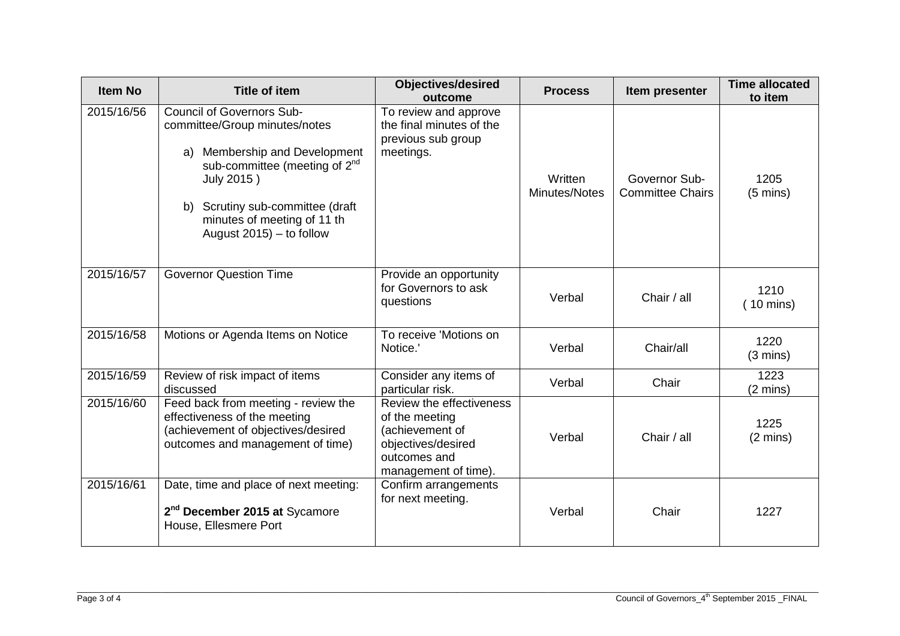| Item No | Title of item | Objectives/desired outcome | Process | Item presenter | Time allocated to item |
|---|---|---|---|---|---|
| 2015/16/56 | Council of Governors Sub-committee/Group minutes/notes<br><br>a) Membership and Development sub-committee (meeting of 2nd July 2015 )<br><br>b) Scrutiny sub-committee (draft minutes of meeting of 11 th August 2015) – to follow | To review and approve the final minutes of the previous sub group meetings. | Written Minutes/Notes | Governor Sub-Committee Chairs | 1205 (5 mins) |
| 2015/16/57 | Governor Question Time | Provide an opportunity for Governors to ask questions | Verbal | Chair / all | 1210 ( 10 mins) |
| 2015/16/58 | Motions or Agenda Items on Notice | To receive 'Motions on Notice.' | Verbal | Chair/all | 1220 (3 mins) |
| 2015/16/59 | Review of risk impact of items discussed | Consider any items of particular risk. | Verbal | Chair | 1223 (2 mins) |
| 2015/16/60 | Feed back from meeting - review the effectiveness of the meeting (achievement of objectives/desired outcomes and management of time) | Review the effectiveness of the meeting (achievement of objectives/desired outcomes and management of time). | Verbal | Chair / all | 1225 (2 mins) |
| 2015/16/61 | Date, time and place of next meeting:<br><br>**2nd December 2015 at** Sycamore House, Ellesmere Port | Confirm arrangements for next meeting. | Verbal | Chair | 1227 |